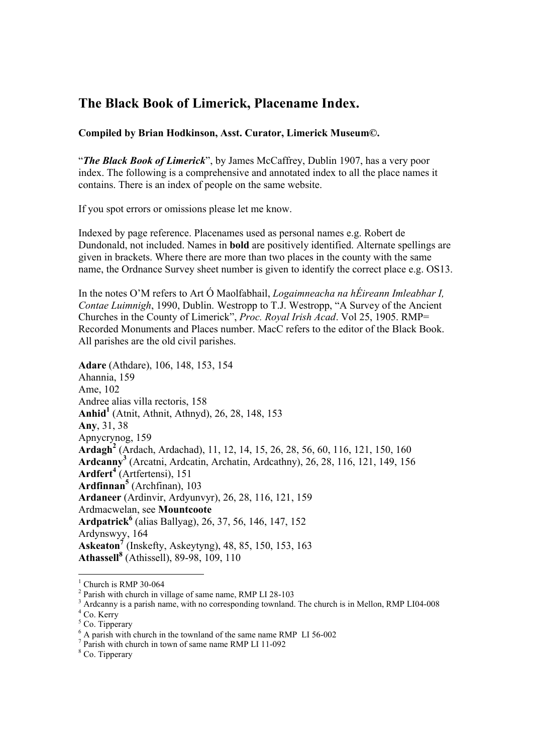# The Black Book of Limerick, Placename Index.

**Compiled by Brian Hodkinson, Asst. Curator, Limerick Museum©.**

"***The Black Book of Limerick***", by James McCaffrey, Dublin 1907, has a very poor index. The following is a comprehensive and annotated index to all the place names it contains. There is an index of people on the same website.

If you spot errors or omissions please let me know.

Indexed by page reference. Placenames used as personal names e.g. Robert de Dundonald, not included. Names in **bold** are positively identified. Alternate spellings are given in brackets. Where there are more than two places in the county with the same name, the Ordnance Survey sheet number is given to identify the correct place e.g. OS13.

In the notes O'M refers to Art Ó Maolfabhail, *Logaimneacha na hÉireann Imleabhar I, Contae Luimnigh*, 1990, Dublin. Westropp to T.J. Westropp, "A Survey of the Ancient Churches in the County of Limerick", *Proc. Royal Irish Acad*. Vol 25, 1905. RMP= Recorded Monuments and Places number. MacC refers to the editor of the Black Book. All parishes are the old civil parishes.

**Adare** (Athdare), 106, 148, 153, 154  
Ahannia, 159  
Ame, 102  
Andree alias villa rectoris, 158  
**Anhid**[1] (Atnit, Athnit, Athnyd), 26, 28, 148, 153  
**Any**, 31, 38  
Apnycrynog, 159  
**Ardagh**[2] (Ardach, Ardachad), 11, 12, 14, 15, 26, 28, 56, 60, 116, 121, 150, 160  
**Ardcanny**[3] (Arcatni, Ardcatin, Archatin, Ardcathny), 26, 28, 116, 121, 149, 156  
**Ardfert**[4] (Artfertensi), 151  
**Ardfinnan**[5] (Archfinan), 103  
**Ardaneer** (Ardinvir, Ardyunvyr), 26, 28, 116, 121, 159  
Ardmacwelan, see **Mountcoote**  
**Ardpatrick**[6] (alias Ballyag), 26, 37, 56, 146, 147, 152  
Ardynswyy, 164  
**Askeaton**[7] (Inskefty, Askeytyng), 48, 85, 150, 153, 163  
**Athassell**[8] (Athissell), 89-98, 109, 110

[1] Church is RMP 30-064  
[2] Parish with church in village of same name, RMP LI 28-103  
[3] Ardcanny is a parish name, with no corresponding townland. The church is in Mellon, RMP LI04-008  
[4] Co. Kerry  
[5] Co. Tipperary  
[6] A parish with church in the townland of the same name RMP LI 56-002  
[7] Parish with church in town of same name RMP LI 11-092  
[8] Co. Tipperary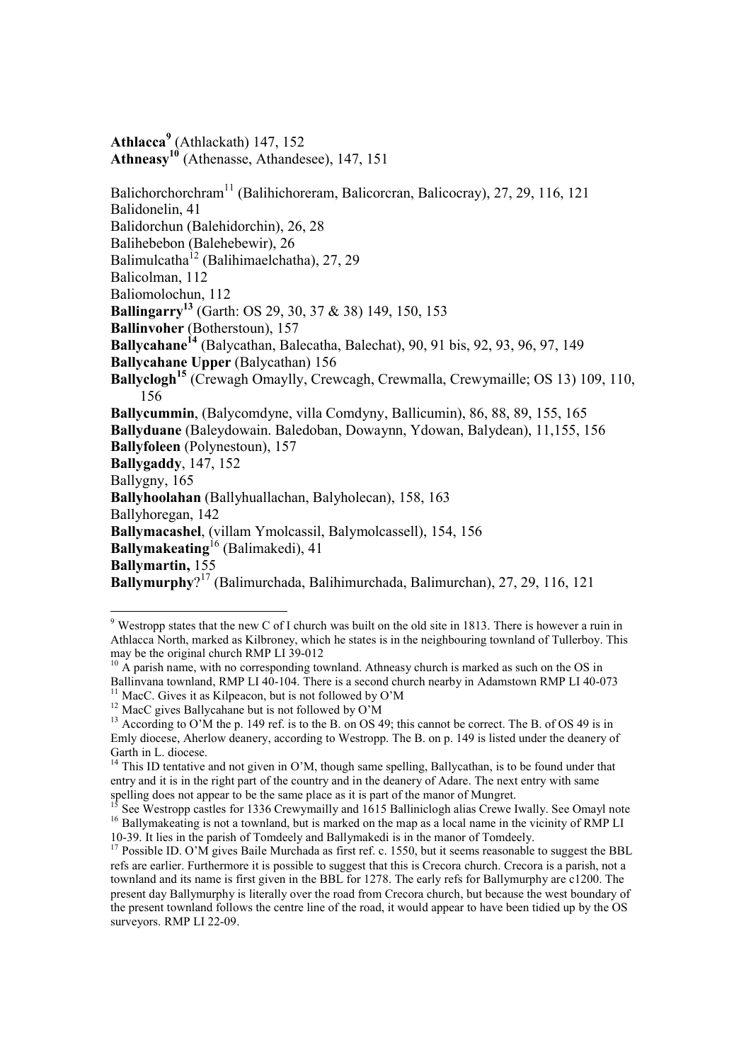**Athlacca**[9] (Athlackath) 147, 152

**Athneasy**[10] (Athenasse, Athandesee), 147, 151

Balichorchorchram[11] (Balihichoreram, Balicorcran, Balicocray), 27, 29, 116, 121

Balidonelin, 41

Balidorchun (Balehidorchin), 26, 28

Balihebebon (Balehebewir), 26

Balimulcatha[12] (Balihimaelchatha), 27, 29

Balicolman, 112

Baliomolochun, 112

**Ballingarry**[13] (Garth: OS 29, 30, 37 & 38) 149, 150, 153

**Ballinvoher** (Botherstoun), 157

**Ballycahane**[14] (Balycathan, Balecatha, Balechat), 90, 91 bis, 92, 93, 96, 97, 149

**Ballycahane Upper** (Balycathan) 156

**Ballyclogh**[15] (Crewagh Omaylly, Crewcagh, Crewmalla, Crewymaille; OS 13) 109, 110, 156

**Ballycummin**, (Balycomdyne, villa Comdyny, Ballicumin), 86, 88, 89, 155, 165

**Ballyduane** (Baleydowain. Baledoban, Dowaynn, Ydowan, Balydean), 11,155, 156

**Ballyfoleen** (Polynestoun), 157

**Ballygaddy**, 147, 152

Ballygny, 165

**Ballyhoolahan** (Ballyhuallachan, Balyholecan), 158, 163

Ballyhoregan, 142

**Ballymacashel**, (villam Ymolcassil, Balymolcassell), 154, 156

**Ballymakeating**[16] (Balimakedi), 41

**Ballymartin,** 155

**Ballymurphy**?[17] (Balimurchada, Balihimurchada, Balimurchan), 27, 29, 116, 121

---

[9] Westropp states that the new C of I church was built on the old site in 1813. There is however a ruin in Athlacca North, marked as Kilbroney, which he states is in the neighbouring townland of Tullerboy. This may be the original church RMP LI 39-012

[10] A parish name, with no corresponding townland. Athneasy church is marked as such on the OS in Ballinvana townland, RMP LI 40-104. There is a second church nearby in Adamstown RMP LI 40-073

[11] MacC. Gives it as Kilpeacon, but is not followed by O'M

[12] MacC gives Ballycahane but is not followed by O'M

[13] According to O'M the p. 149 ref. is to the B. on OS 49; this cannot be correct. The B. of OS 49 is in Emly diocese, Aherlow deanery, according to Westropp. The B. on p. 149 is listed under the deanery of Garth in L. diocese.

[14] This ID tentative and not given in O'M, though same spelling, Ballycathan, is to be found under that entry and it is in the right part of the country and in the deanery of Adare. The next entry with same spelling does not appear to be the same place as it is part of the manor of Mungret.

[15] See Westropp castles for 1336 Crewymailly and 1615 Balliniclogh alias Crewe Iwally. See Omayl note

[16] Ballymakeating is not a townland, but is marked on the map as a local name in the vicinity of RMP LI 10-39. It lies in the parish of Tomdeely and Ballymakedi is in the manor of Tomdeely.

[17] Possible ID. O'M gives Baile Murchada as first ref. c. 1550, but it seems reasonable to suggest the BBL refs are earlier. Furthermore it is possible to suggest that this is Crecora church. Crecora is a parish, not a townland and its name is first given in the BBL for 1278. The early refs for Ballymurphy are c1200. The present day Ballymurphy is literally over the road from Crecora church, but because the west boundary of the present townland follows the centre line of the road, it would appear to have been tidied up by the OS surveyors. RMP LI 22-09.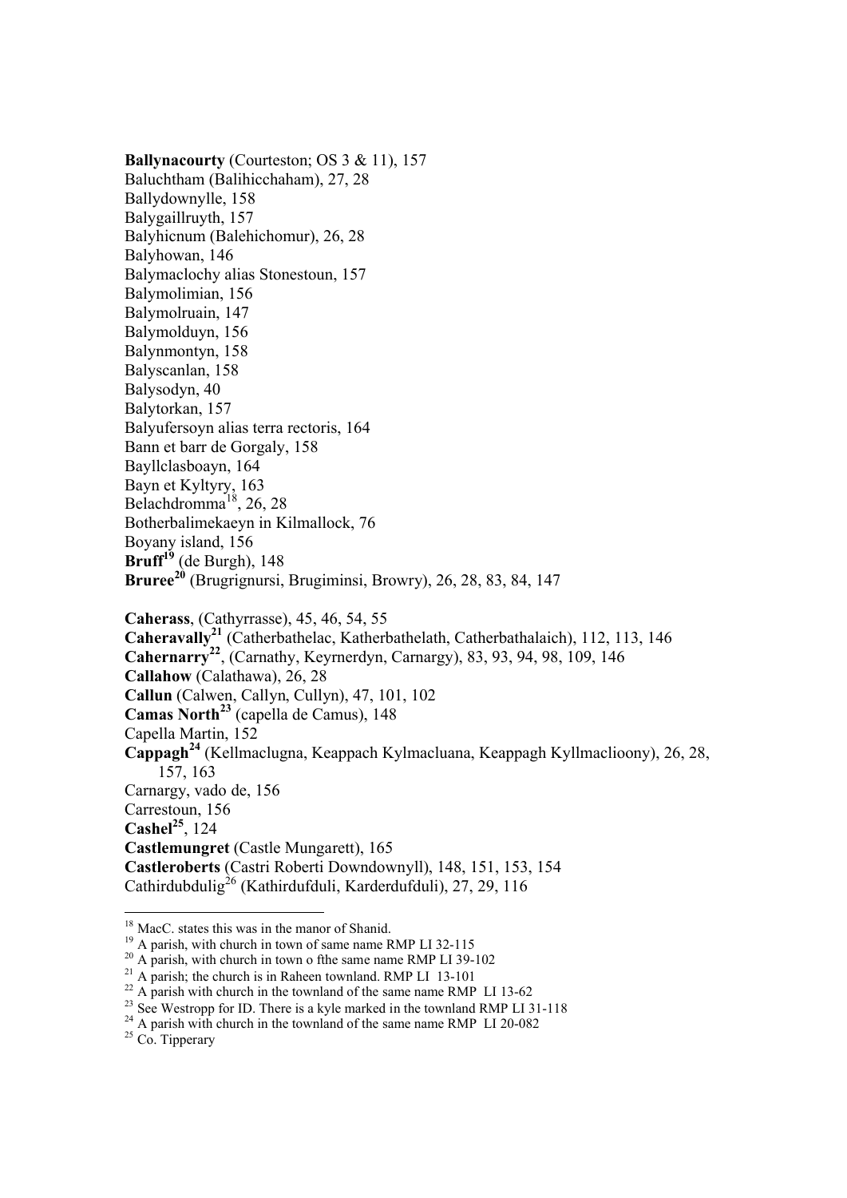**Ballynacourty** (Courteston; OS 3 & 11), 157
Baluchtham (Balihicchaham), 27, 28
Ballydownylle, 158
Balygaillruyth, 157
Balyhicnum (Balehichomur), 26, 28
Balyhowan, 146
Balymaclochy alias Stonestoun, 157
Balymolimian, 156
Balymolruain, 147
Balymolduyn, 156
Balynmontyn, 158
Balyscanlan, 158
Balysodyn, 40
Balytorkan, 157
Balyufersoyn alias terra rectoris, 164
Bann et barr de Gorgaly, 158
Bayllclasboayn, 164
Bayn et Kyltyry, 163
Belachdromma[18], 26, 28
Botherbalimekaeyn in Kilmallock, 76
Boyany island, 156
**Bruff**[19] (de Burgh), 148
**Bruree**[20] (Brugrignursi, Brugiminsi, Browry), 26, 28, 83, 84, 147

**Caherass**, (Cathyrrasse), 45, 46, 54, 55
**Caheravally**[21] (Catherbathelac, Katherbathelath, Catherbathalaich), 112, 113, 146
**Cahernarry**[22], (Carnathy, Keyrnerdyn, Carnargy), 83, 93, 94, 98, 109, 146
**Callahow** (Calathawa), 26, 28
**Callun** (Calwen, Callyn, Cullyn), 47, 101, 102
**Camas North**[23] (capella de Camus), 148
Capella Martin, 152
**Cappagh**[24] (Kellmaclugna, Keappach Kylmacluana, Keappagh Kyllmaclioony), 26, 28, 157, 163
Carnargy, vado de, 156
Carrestoun, 156
**Cashel**[25], 124
**Castlemungret** (Castle Mungarett), 165
**Castleroberts** (Castri Roberti Downdownyll), 148, 151, 153, 154
Cathirdubdulig[26] (Kathirdufduli, Karderdufduli), 27, 29, 116

---

[18] MacC. states this was in the manor of Shanid.
[19] A parish, with church in town of same name RMP LI 32-115
[20] A parish, with church in town o fthe same name RMP LI 39-102
[21] A parish; the church is in Raheen townland. RMP LI 13-101
[22] A parish with church in the townland of the same name RMP LI 13-62
[23] See Westropp for ID. There is a kyle marked in the townland RMP LI 31-118
[24] A parish with church in the townland of the same name RMP LI 20-082
[25] Co. Tipperary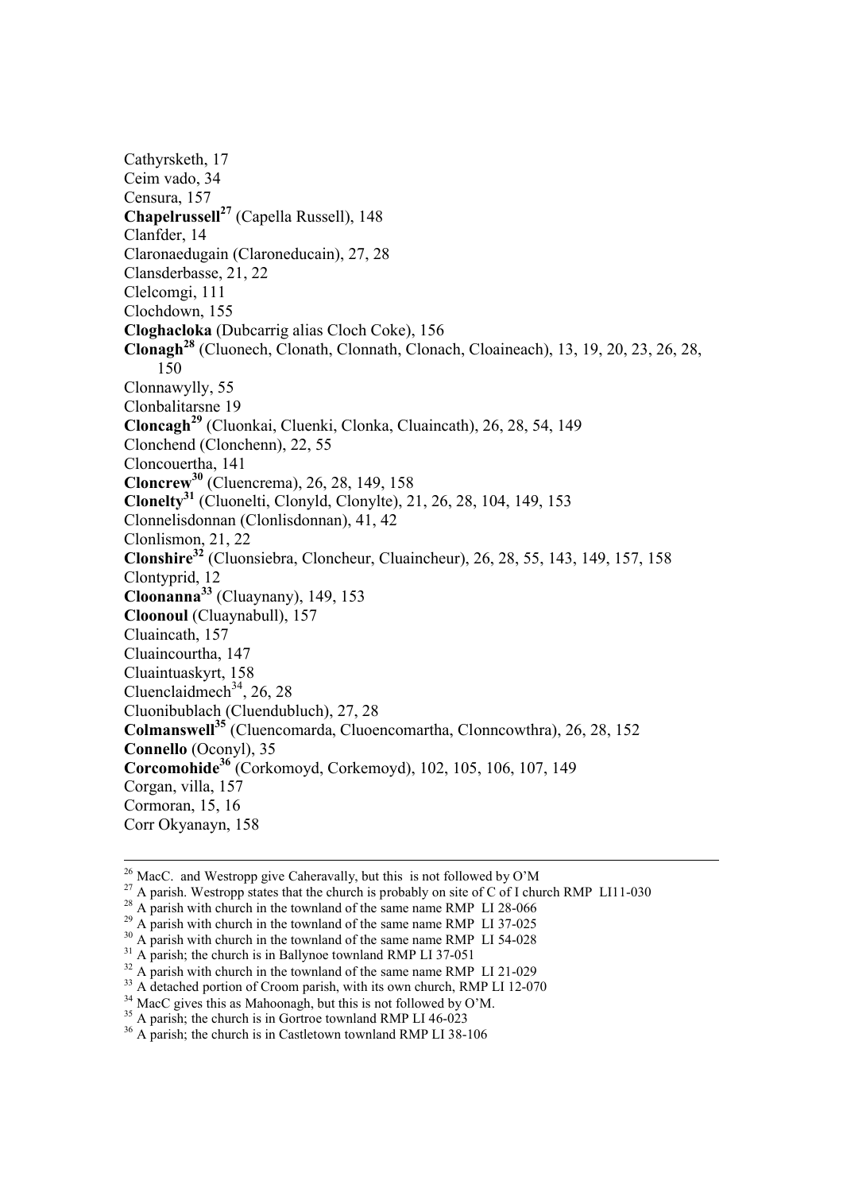Cathyrsketh, 17
Ceim vado, 34
Censura, 157
**Chapelrussell**[27] (Capella Russell), 148
Clanfder, 14
Claronaedugain (Claroneducain), 27, 28
Clansderbasse, 21, 22
Clelcomgi, 111
Clochdown, 155
**Cloghacloka** (Dubcarrig alias Cloch Coke), 156
**Clonagh**[28] (Cluonech, Clonath, Clonnath, Clonach, Cloaineach), 13, 19, 20, 23, 26, 28, 150
Clonnawylly, 55
Clonbalitarsne 19
**Cloncagh**[29] (Cluonkai, Cluenki, Clonka, Cluaincath), 26, 28, 54, 149
Clonchend (Clonchenn), 22, 55
Cloncouertha, 141
**Cloncrew**[30] (Cluencrema), 26, 28, 149, 158
**Clonelty**[31] (Cluonelti, Clonyld, Clonylte), 21, 26, 28, 104, 149, 153
Clonnelisdonnan (Clonlisdonnan), 41, 42
Clonlismon, 21, 22
**Clonshire**[32] (Cluonsiebra, Cloncheur, Cluaincheur), 26, 28, 55, 143, 149, 157, 158
Clontyprid, 12
**Cloonanna**[33] (Cluaynany), 149, 153
**Cloonoul** (Cluaynabull), 157
Cluaincath, 157
Cluaincourtha, 147
Cluaintuaskyrt, 158
Cluenclaidmech[34], 26, 28
Cluonibublach (Cluendubluch), 27, 28
**Colmanswell**[35] (Cluencomarda, Cluoencomartha, Clonncowthra), 26, 28, 152
**Connello** (Oconyl), 35
**Corcomohide**[36] (Corkomoyd, Corkemoyd), 102, 105, 106, 107, 149
Corgan, villa, 157
Cormoran, 15, 16
Corr Okyanayn, 158

---

[26] MacC. and Westropp give Caheravally, but this is not followed by O'M
[27] A parish. Westropp states that the church is probably on site of C of I church RMP LI11-030
[28] A parish with church in the townland of the same name RMP LI 28-066
[29] A parish with church in the townland of the same name RMP LI 37-025
[30] A parish with church in the townland of the same name RMP LI 54-028
[31] A parish; the church is in Ballynoe townland RMP LI 37-051
[32] A parish with church in the townland of the same name RMP LI 21-029
[33] A detached portion of Croom parish, with its own church, RMP LI 12-070
[34] MacC gives this as Mahoonagh, but this is not followed by O'M.
[35] A parish; the church is in Gortroe townland RMP LI 46-023
[36] A parish; the church is in Castletown townland RMP LI 38-106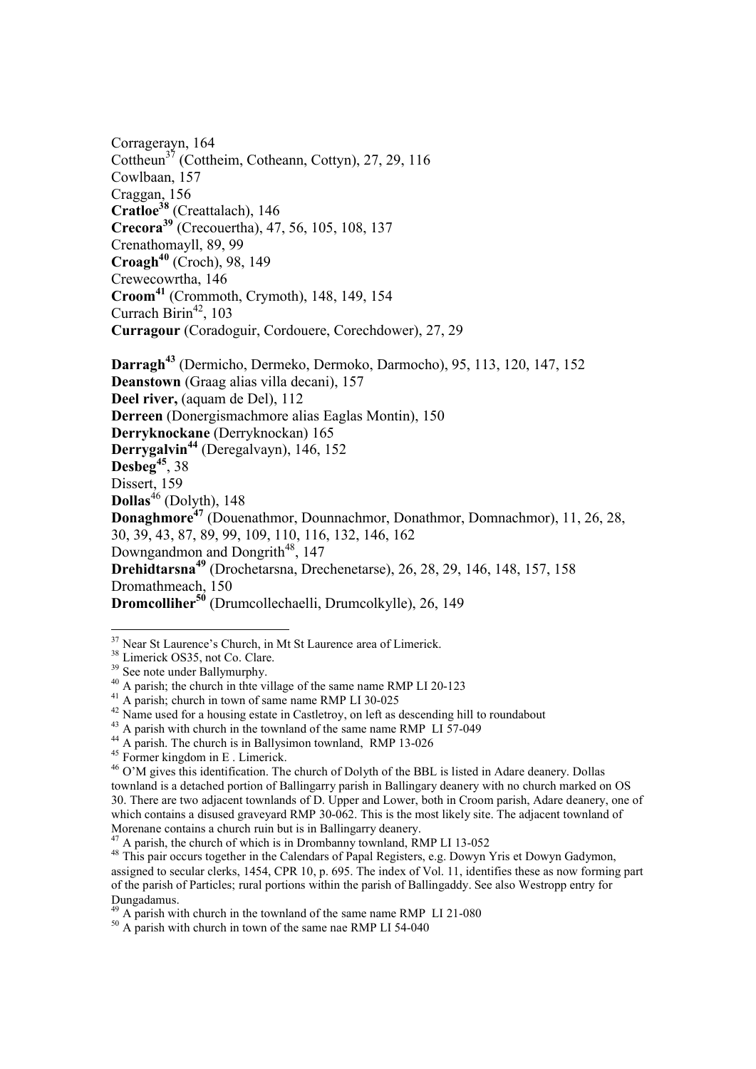Corragerayn, 164  
Cottheun[37] (Cottheim, Cotheann, Cottyn), 27, 29, 116  
Cowlbaan, 157  
Craggan, 156  
**Cratloe**[38] (Creattalach), 146  
**Crecora**[39] (Crecouertha), 47, 56, 105, 108, 137  
Crenathomayll, 89, 99  
**Croagh**[40] (Croch), 98, 149  
Crewecowrtha, 146  
**Croom**[41] (Crommoth, Crymoth), 148, 149, 154  
Currach Birin[42], 103  
**Curragour** (Coradoguir, Cordouere, Corechdower), 27, 29

**Darragh**[43] (Dermicho, Dermeko, Dermoko, Darmocho), 95, 113, 120, 147, 152  
**Deanstown** (Graag alias villa decani), 157  
**Deel river,** (aquam de Del), 112  
**Derreen** (Donergismachmore alias Eaglas Montin), 150  
**Derryknockane** (Derryknockan) 165  
**Derrygalvin**[44] (Deregalvayn), 146, 152  
**Desbeg**[45], 38  
Dissert, 159  
**Dollas**[46] (Dolyth), 148  
**Donaghmore**[47] (Douenathmor, Dounnachmor, Donathmor, Domnachmor), 11, 26, 28, 30, 39, 43, 87, 89, 99, 109, 110, 116, 132, 146, 162  
Downgandmon and Dongrith[48], 147  
**Drehidtarsna**[49] (Drochetarsna, Drechenetarse), 26, 28, 29, 146, 148, 157, 158  
Dromathmeach, 150  
**Dromcolliher**[50] (Drumcollechaelli, Drumcolkylle), 26, 149

---

[37] Near St Laurence's Church, in Mt St Laurence area of Limerick.  
[38] Limerick OS35, not Co. Clare.  
[39] See note under Ballymurphy.  
[40] A parish; the church in thte village of the same name RMP LI 20-123  
[41] A parish; church in town of same name RMP LI 30-025  
[42] Name used for a housing estate in Castletroy, on left as descending hill to roundabout  
[43] A parish with church in the townland of the same name RMP LI 57-049  
[44] A parish. The church is in Ballysimon townland, RMP 13-026  
[45] Former kingdom in E . Limerick.  
[46] O'M gives this identification. The church of Dolyth of the BBL is listed in Adare deanery. Dollas townland is a detached portion of Ballingarry parish in Ballingary deanery with no church marked on OS 30. There are two adjacent townlands of D. Upper and Lower, both in Croom parish, Adare deanery, one of which contains a disused graveyard RMP 30-062. This is the most likely site. The adjacent townland of Morenane contains a church ruin but is in Ballingarry deanery.  
[47] A parish, the church of which is in Drombanny townland, RMP LI 13-052  
[48] This pair occurs together in the Calendars of Papal Registers, e.g. Dowyn Yris et Dowyn Gadymon, assigned to secular clerks, 1454, CPR 10, p. 695. The index of Vol. 11, identifies these as now forming part of the parish of Particles; rural portions within the parish of Ballingaddy. See also Westropp entry for Dungadamus.  
[49] A parish with church in the townland of the same name RMP LI 21-080  
[50] A parish with church in town of the same nae RMP LI 54-040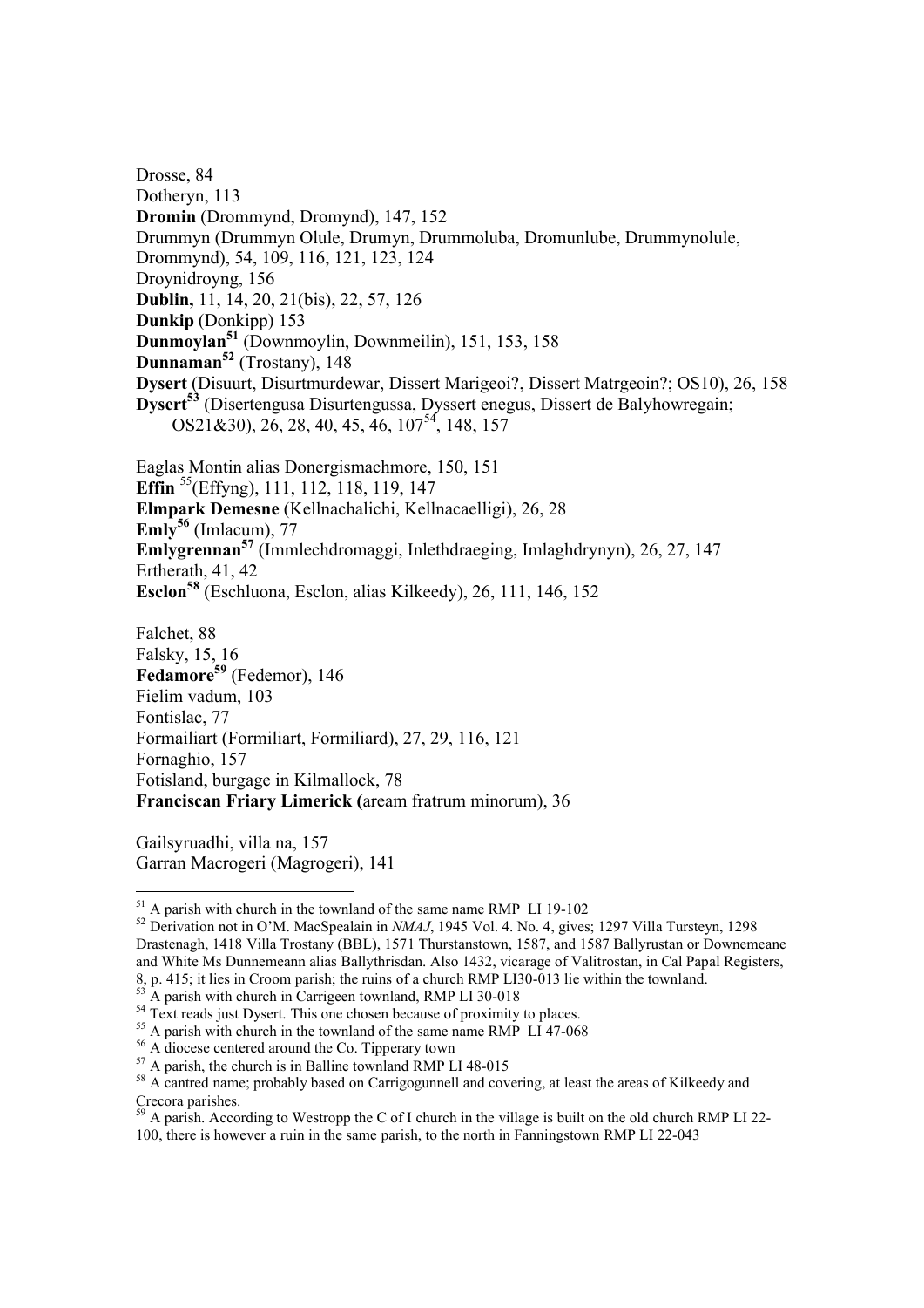Drosse, 84
Dotheryn, 113
**Dromin** (Drommynd, Dromynd), 147, 152
Drummyn (Drummyn Olule, Drumyn, Drummoluba, Dromunlube, Drummynolule, Drommynd), 54, 109, 116, 121, 123, 124
Droynidroyng, 156
**Dublin,** 11, 14, 20, 21(bis), 22, 57, 126
**Dunkip** (Donkipp) 153
**Dunmoylan**[51] (Downmoylin, Downmeilin), 151, 153, 158
**Dunnaman**[52] (Trostany), 148
**Dysert** (Disuurt, Disurtmurdewar, Dissert Marigeoi?, Dissert Matrgeoin?; OS10), 26, 158
**Dysert**[53] (Disertengusa Disurtengussa, Dyssert enegus, Dissert de Balyhowregain; OS21&30), 26, 28, 40, 45, 46, 107[54], 148, 157

Eaglas Montin alias Donergismachmore, 150, 151
**Effin** [55](Effyng), 111, 112, 118, 119, 147
**Elmpark Demesne** (Kellnachalichi, Kellnacaelligi), 26, 28
**Emly**[56] (Imlacum), 77
**Emlygrennan**[57] (Immlechdromaggi, Inlethdraeging, Imlaghdrynyn), 26, 27, 147
Ertherath, 41, 42
**Esclon**[58] (Eschluona, Esclon, alias Kilkeedy), 26, 111, 146, 152

Falchet, 88
Falsky, 15, 16
**Fedamore**[59] (Fedemor), 146
Fielim vadum, 103
Fontislac, 77
Formailiart (Formiliart, Formiliard), 27, 29, 116, 121
Fornaghio, 157
Fotisland, burgage in Kilmallock, 78
**Franciscan Friary Limerick (**aream fratrum minorum), 36

Gailsyruadhi, villa na, 157
Garran Macrogeri (Magrogeri), 141

---

[51] A parish with church in the townland of the same name RMP LI 19-102

[52] Derivation not in O'M. MacSpealain in *NMAJ*, 1945 Vol. 4. No. 4, gives; 1297 Villa Tursteyn, 1298 Drastenagh, 1418 Villa Trostany (BBL), 1571 Thurstanstown, 1587, and 1587 Ballyrustan or Downemeane and White Ms Dunnemeann alias Ballythrisdan. Also 1432, vicarage of Valitrostan, in Cal Papal Registers, 8, p. 415; it lies in Croom parish; the ruins of a church RMP LI30-013 lie within the townland.

[53] A parish with church in Carrigeen townland, RMP LI 30-018

[54] Text reads just Dysert. This one chosen because of proximity to places.

[55] A parish with church in the townland of the same name RMP LI 47-068

[56] A diocese centered around the Co. Tipperary town

[57] A parish, the church is in Balline townland RMP LI 48-015

[58] A cantred name; probably based on Carrigogunnell and covering, at least the areas of Kilkeedy and Crecora parishes.

[59] A parish. According to Westropp the C of I church in the village is built on the old church RMP LI 22-100, there is however a ruin in the same parish, to the north in Fanningstown RMP LI 22-043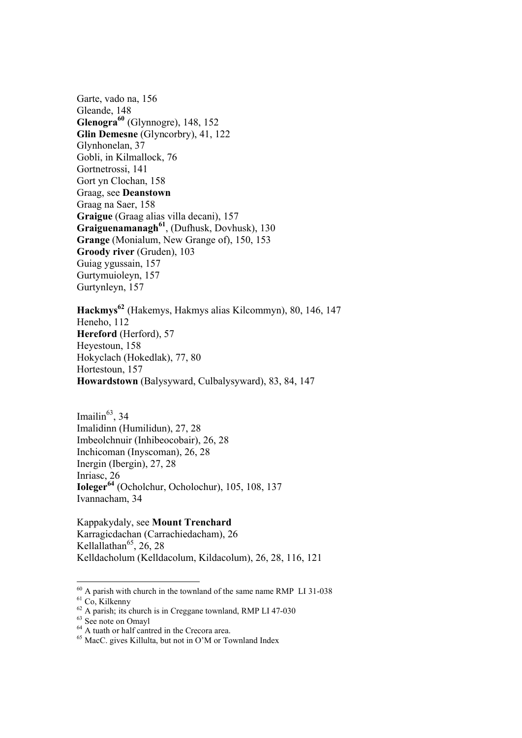Garte, vado na, 156
Gleande, 148
**Glenogra**[60] (Glynnogre), 148, 152
**Glin Demesne** (Glyncorbry), 41, 122
Glynhonelan, 37
Gobli, in Kilmallock, 76
Gortnetrossi, 141
Gort yn Clochan, 158
Graag, see **Deanstown**
Graag na Saer, 158
**Graigue** (Graag alias villa decani), 157
**Graiguenamanagh**[61], (Dufhusk, Dovhusk), 130
**Grange** (Monialum, New Grange of), 150, 153
**Groody river** (Gruden), 103
Guiag ygussain, 157
Gurtymuioleyn, 157
Gurtynleyn, 157

**Hackmys**[62] (Hakemys, Hakmys alias Kilcommyn), 80, 146, 147
Heneho, 112
**Hereford** (Herford), 57
Heyestoun, 158
Hokyclach (Hokedlak), 77, 80
Hortestoun, 157
**Howardstown** (Balysyward, Culbalysyward), 83, 84, 147

Imailin[63], 34
Imalidinn (Humilidun), 27, 28
Imbeolchnuir (Inhibeocobair), 26, 28
Inchicoman (Inyscoman), 26, 28
Inergin (Ibergin), 27, 28
Inriasc, 26
**Ioleger**[64] (Ocholchur, Ocholochur), 105, 108, 137
Ivannacham, 34

Kappakydaly, see **Mount Trenchard**
Karragicdachan (Carrachiedacham), 26
Kellallathan[65], 26, 28
Kelldacholum (Kelldacolum, Kildacolum), 26, 28, 116, 121

---

[60] A parish with church in the townland of the same name RMP LI 31-038
[61] Co, Kilkenny
[62] A parish; its church is in Creggane townland, RMP LI 47-030
[63] See note on Omayl
[64] A tuath or half cantred in the Crecora area.
[65] MacC. gives Killulta, but not in O'M or Townland Index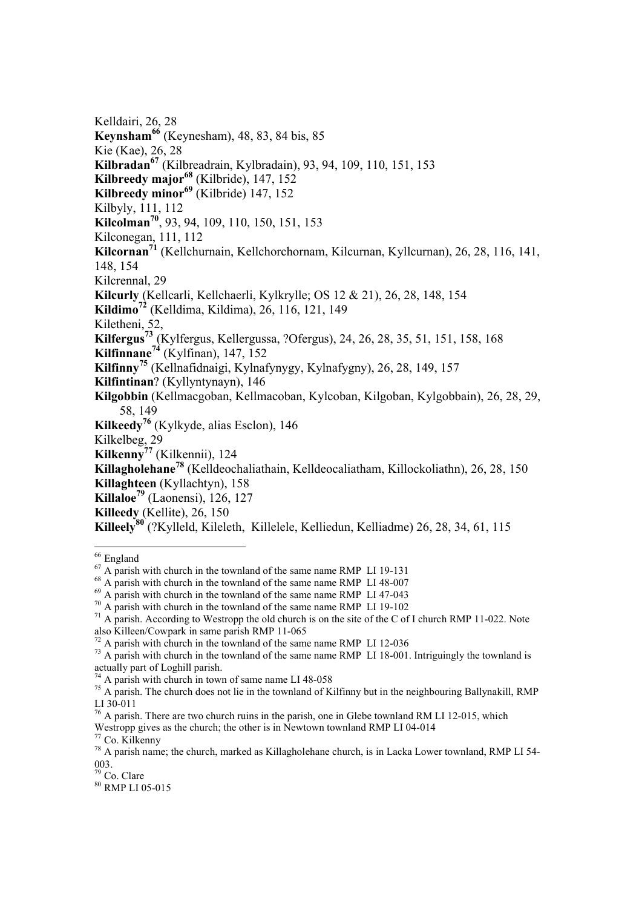Kelldairi, 26, 28

**Keynsham**[66] (Keynesham), 48, 83, 84 bis, 85

Kie (Kae), 26, 28

**Kilbradan**[67] (Kilbreadrain, Kylbradain), 93, 94, 109, 110, 151, 153

**Kilbreedy major**[68] (Kilbride), 147, 152

**Kilbreedy minor**[69] (Kilbride) 147, 152

Kilbyly, 111, 112

**Kilcolman**[70], 93, 94, 109, 110, 150, 151, 153

Kilconegan, 111, 112

**Kilcornan**[71] (Kellchurnain, Kellchorchornam, Kilcurnan, Kyllcurnan), 26, 28, 116, 141, 148, 154

Kilcrennal, 29

**Kilcurly** (Kellcarli, Kellchaerli, Kylkrylle; OS 12 & 21), 26, 28, 148, 154

**Kildimo**[72] (Kelldima, Kildima), 26, 116, 121, 149

Kiletheni, 52,

**Kilfergus**[73] (Kylfergus, Kellergussa, ?Ofergus), 24, 26, 28, 35, 51, 151, 158, 168

**Kilfinnane**[74] (Kylfinan), 147, 152

**Kilfinny**[75] (Kellnafidnaigi, Kylnafynygy, Kylnafygny), 26, 28, 149, 157

**Kilfintinan**? (Kyllyntynayn), 146

**Kilgobbin** (Kellmacgoban, Kellmacoban, Kylcoban, Kilgoban, Kylgobbain), 26, 28, 29, 58, 149

**Kilkeedy**[76] (Kylkyde, alias Esclon), 146

Kilkelbeg, 29

**Kilkenny**[77] (Kilkennii), 124

**Killagholehane**[78] (Kelldeochaliathain, Kelldeocaliatham, Killockoliathn), 26, 28, 150

**Killaghteen** (Kyllachtyn), 158

**Killaloe**[79] (Laonensi), 126, 127

**Killeedy** (Kellite), 26, 150

**Killeely**[80] (?Kylleld, Kileleth, Killelele, Kelliedun, Kelliadme) 26, 28, 34, 61, 115

---

[66] England

[67] A parish with church in the townland of the same name RMP LI 19-131

[68] A parish with church in the townland of the same name RMP LI 48-007

[69] A parish with church in the townland of the same name RMP LI 47-043

[70] A parish with church in the townland of the same name RMP LI 19-102

[71] A parish. According to Westropp the old church is on the site of the C of I church RMP 11-022. Note also Killeen/Cowpark in same parish RMP 11-065

[72] A parish with church in the townland of the same name RMP LI 12-036

[73] A parish with church in the townland of the same name RMP LI 18-001. Intriguingly the townland is actually part of Loghill parish.

[74] A parish with church in town of same name LI 48-058

[75] A parish. The church does not lie in the townland of Kilfinny but in the neighbouring Ballynakill, RMP LI 30-011

[76] A parish. There are two church ruins in the parish, one in Glebe townland RM LI 12-015, which Westropp gives as the church; the other is in Newtown townland RMP LI 04-014

[77] Co. Kilkenny

[78] A parish name; the church, marked as Killagholehane church, is in Lacka Lower townland, RMP LI 54-003.

[79] Co. Clare

[80] RMP LI 05-015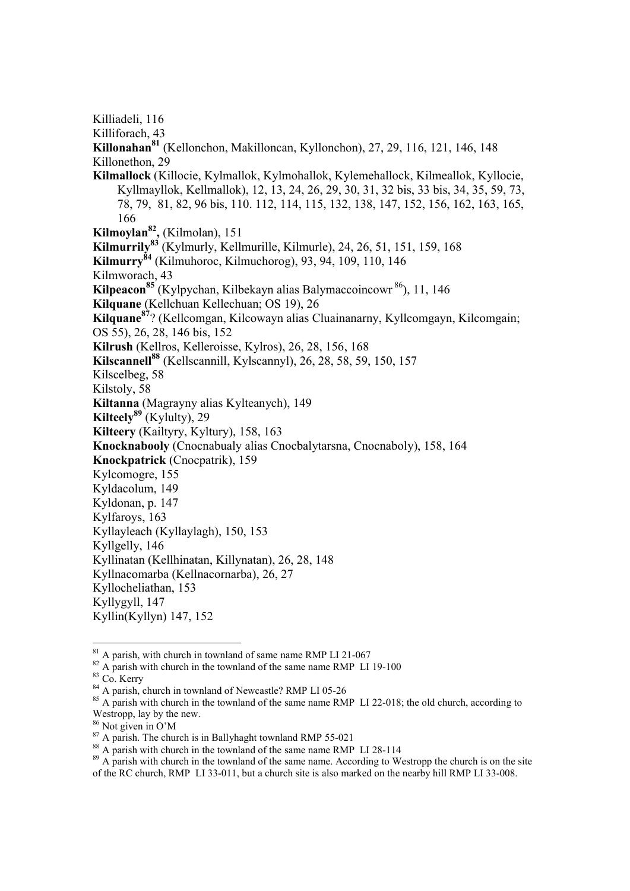Killiadeli, 116

Killiforach, 43

**Killonahan**[81] (Kellonchon, Makilloncan, Kyllonchon), 27, 29, 116, 121, 146, 148

Killonethon, 29

**Kilmallock** (Killocie, Kylmallok, Kylmohallok, Kylemehallock, Kilmeallok, Kyllocie, Kyllmayllok, Kellmallok), 12, 13, 24, 26, 29, 30, 31, 32 bis, 33 bis, 34, 35, 59, 73, 78, 79, 81, 82, 96 bis, 110. 112, 114, 115, 132, 138, 147, 152, 156, 162, 163, 165, 166

**Kilmoylan**[82]**,** (Kilmolan), 151

**Kilmurrily**[83] (Kylmurly, Kellmurille, Kilmurle), 24, 26, 51, 151, 159, 168

**Kilmurry**[84] (Kilmuhoroc, Kilmuchorog), 93, 94, 109, 110, 146

Kilmworach, 43

**Kilpeacon**[85] (Kylpychan, Kilbekayn alias Balymaccoincowr [86]), 11, 146

**Kilquane** (Kellchuan Kellechuan; OS 19), 26

**Kilquane**[87]? (Kellcomgan, Kilcowayn alias Cluainanarny, Kyllcomgayn, Kilcomgain; OS 55), 26, 28, 146 bis, 152

**Kilrush** (Kellros, Kelleroisse, Kylros), 26, 28, 156, 168

**Kilscannell**[88] (Kellscannill, Kylscannyl), 26, 28, 58, 59, 150, 157

Kilscelbeg, 58

Kilstoly, 58

**Kiltanna** (Magrayny alias Kylteanych), 149

**Kilteely**[89] (Kylulty), 29

**Kilteery** (Kailtyry, Kyltury), 158, 163

**Knocknabooly** (Cnocnabualy alias Cnocbalytarsna, Cnocnaboly), 158, 164

**Knockpatrick** (Cnocpatrik), 159

Kylcomogre, 155

Kyldacolum, 149

Kyldonan, p. 147

Kylfaroys, 163

Kyllayleach (Kyllaylagh), 150, 153

Kyllgelly, 146

Kyllinatan (Kellhinatan, Killynatan), 26, 28, 148

Kyllnacomarba (Kellnacornarba), 26, 27

Kyllocheliathan, 153

Kyllygyll, 147

Kyllin(Kyllyn) 147, 152

---

[81] A parish, with church in townland of same name RMP LI 21-067

[82] A parish with church in the townland of the same name RMP LI 19-100

[83] Co. Kerry

[84] A parish, church in townland of Newcastle? RMP LI 05-26

[85] A parish with church in the townland of the same name RMP LI 22-018; the old church, according to Westropp, lay by the new.

[86] Not given in O'M

[87] A parish. The church is in Ballyhaght townland RMP 55-021

[88] A parish with church in the townland of the same name RMP LI 28-114

[89] A parish with church in the townland of the same name. According to Westropp the church is on the site of the RC church, RMP LI 33-011, but a church site is also marked on the nearby hill RMP LI 33-008.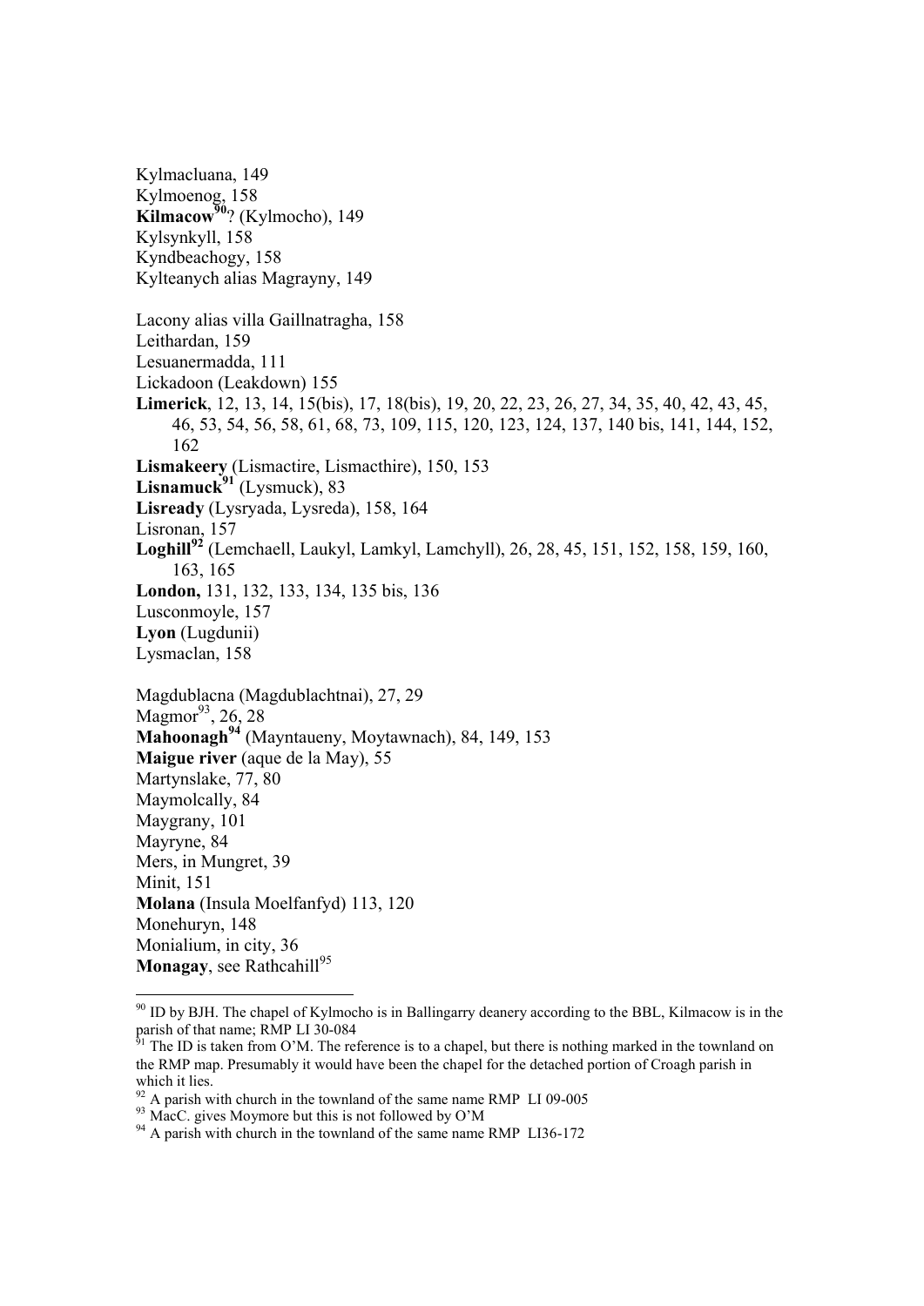Kylmacluana, 149
Kylmoenog, 158
**Kilmacow**[90]? (Kylmocho), 149
Kylsynkyll, 158
Kyndbeachogy, 158
Kylteanych alias Magrayny, 149

Lacony alias villa Gaillnatragha, 158
Leithardan, 159
Lesuanermadda, 111
Lickadoon (Leakdown) 155
**Limerick**, 12, 13, 14, 15(bis), 17, 18(bis), 19, 20, 22, 23, 26, 27, 34, 35, 40, 42, 43, 45, 46, 53, 54, 56, 58, 61, 68, 73, 109, 115, 120, 123, 124, 137, 140 bis, 141, 144, 152, 162
**Lismakeery** (Lismactire, Lismacthire), 150, 153
**Lisnamuck**[91] (Lysmuck), 83
**Lisready** (Lysryada, Lysreda), 158, 164
Lisronan, 157
**Loghill**[92] (Lemchaell, Laukyl, Lamkyl, Lamchyll), 26, 28, 45, 151, 152, 158, 159, 160, 163, 165
**London,** 131, 132, 133, 134, 135 bis, 136
Lusconmoyle, 157
**Lyon** (Lugdunii)
Lysmaclan, 158

Magdublacna (Magdublachtnai), 27, 29
Magmor[93], 26, 28
**Mahoonagh**[94] (Mayntaueny, Moytawnach), 84, 149, 153
**Maigue river** (aque de la May), 55
Martynslake, 77, 80
Maymolcally, 84
Maygrany, 101
Mayryne, 84
Mers, in Mungret, 39
Minit, 151
**Molana** (Insula Moelfanfyd) 113, 120
Monehuryn, 148
Monialium, in city, 36
**Monagay**, see Rathcahill[95]

---

[90] ID by BJH. The chapel of Kylmocho is in Ballingarry deanery according to the BBL, Kilmacow is in the parish of that name; RMP LI 30-084

[91] The ID is taken from O'M. The reference is to a chapel, but there is nothing marked in the townland on the RMP map. Presumably it would have been the chapel for the detached portion of Croagh parish in which it lies.

[92] A parish with church in the townland of the same name RMP LI 09-005

[93] MacC. gives Moymore but this is not followed by O'M

[94] A parish with church in the townland of the same name RMP LI36-172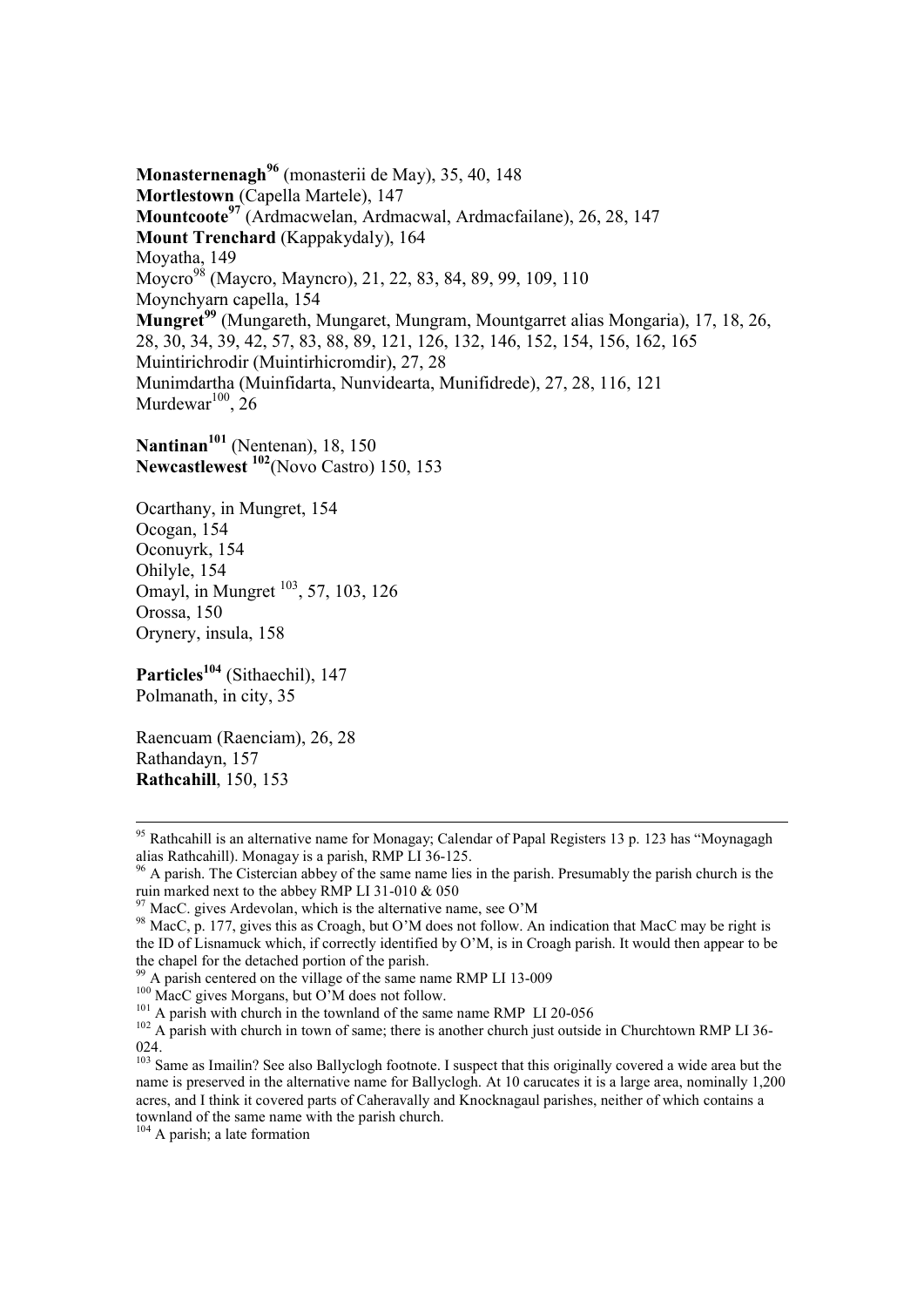**Monasternenagh**[96] (monasterii de May), 35, 40, 148
**Mortlestown** (Capella Martele), 147
**Mountcoote**[97] (Ardmacwelan, Ardmacwal, Ardmacfailane), 26, 28, 147
**Mount Trenchard** (Kappakydaly), 164
Moyatha, 149
Moycro[98] (Maycro, Mayncro), 21, 22, 83, 84, 89, 99, 109, 110
Moynchyarn capella, 154
**Mungret**[99] (Mungareth, Mungaret, Mungram, Mountgarret alias Mongaria), 17, 18, 26, 28, 30, 34, 39, 42, 57, 83, 88, 89, 121, 126, 132, 146, 152, 154, 156, 162, 165
Muintirichrodir (Muintirhicromdir), 27, 28
Munimdartha (Muinfidarta, Nunvidearta, Munifidrede), 27, 28, 116, 121
Murdewar[100], 26

**Nantinan**[101] (Nentenan), 18, 150
**Newcastlewest** [102](Novo Castro) 150, 153

Ocarthany, in Mungret, 154
Ocogan, 154
Oconuyrk, 154
Ohilyle, 154
Omayl, in Mungret [103], 57, 103, 126
Orossa, 150
Orynery, insula, 158

**Particles**[104] (Sithaechil), 147
Polmanath, in city, 35

Raencuam (Raenciam), 26, 28
Rathandayn, 157
**Rathcahill**, 150, 153

---

[95] Rathcahill is an alternative name for Monagay; Calendar of Papal Registers 13 p. 123 has "Moynagagh alias Rathcahill). Monagay is a parish, RMP LI 36-125.

[96] A parish. The Cistercian abbey of the same name lies in the parish. Presumably the parish church is the ruin marked next to the abbey RMP LI 31-010 & 050

[97] MacC. gives Ardevolan, which is the alternative name, see O'M

[98] MacC, p. 177, gives this as Croagh, but O'M does not follow. An indication that MacC may be right is the ID of Lisnamuck which, if correctly identified by O'M, is in Croagh parish. It would then appear to be the chapel for the detached portion of the parish.

[99] A parish centered on the village of the same name RMP LI 13-009

[100] MacC gives Morgans, but O'M does not follow.

[101] A parish with church in the townland of the same name RMP LI 20-056

[102] A parish with church in town of same; there is another church just outside in Churchtown RMP LI 36-024.

[103] Same as Imailin? See also Ballyclogh footnote. I suspect that this originally covered a wide area but the name is preserved in the alternative name for Ballyclogh. At 10 carucates it is a large area, nominally 1,200 acres, and I think it covered parts of Caheravally and Knocknagaul parishes, neither of which contains a townland of the same name with the parish church.

[104] A parish; a late formation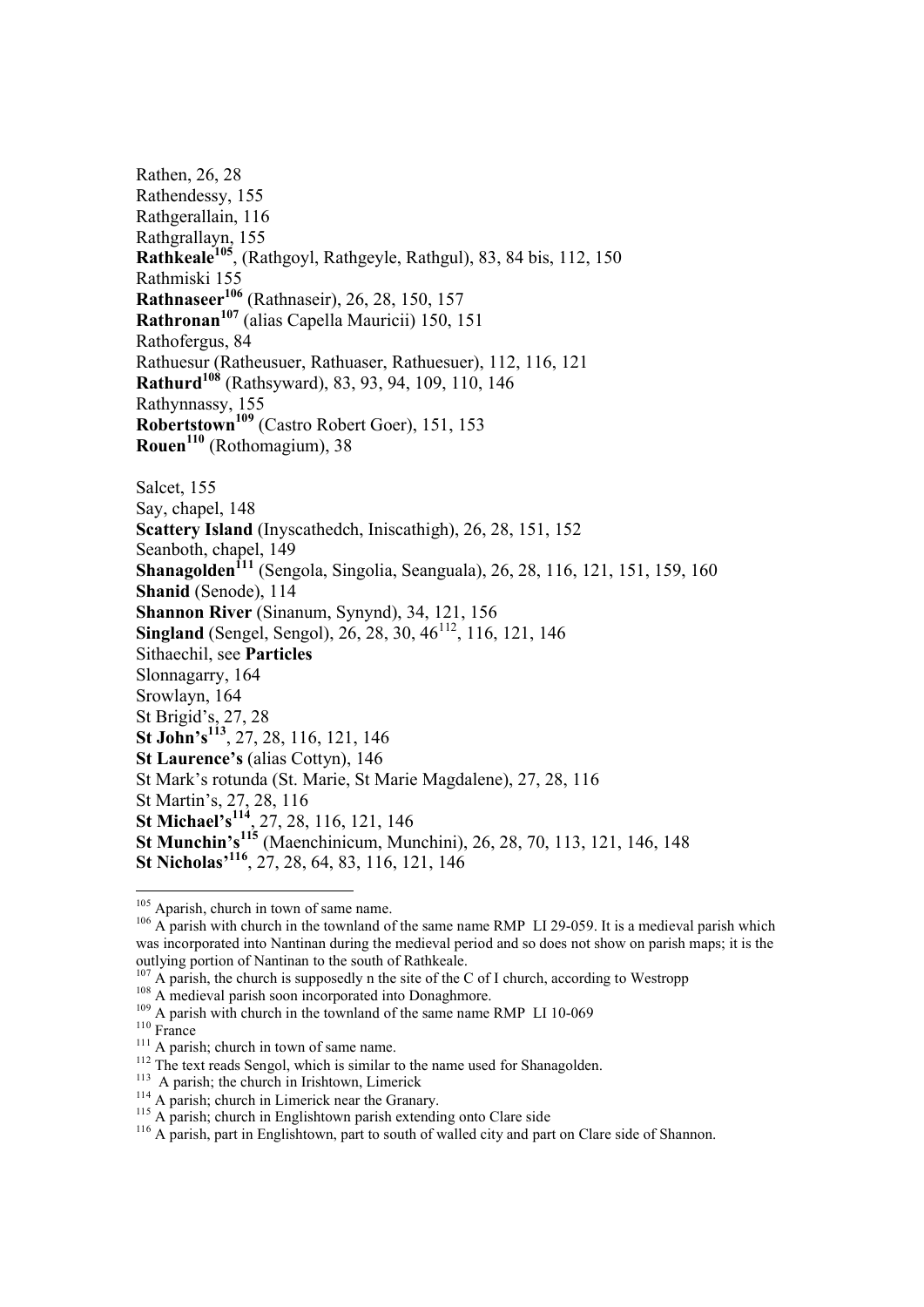Rathen, 26, 28
Rathendessy, 155
Rathgerallain, 116
Rathgrallayn, 155
**Rathkeale**[105], (Rathgoyl, Rathgeyle, Rathgul), 83, 84 bis, 112, 150
Rathmiski 155
**Rathnaseer**[106] (Rathnaseir), 26, 28, 150, 157
**Rathronan**[107] (alias Capella Mauricii) 150, 151
Rathofergus, 84
Rathuesur (Ratheusuer, Rathuaser, Rathuesuer), 112, 116, 121
**Rathurd**[108] (Rathsyward), 83, 93, 94, 109, 110, 146
Rathynnassy, 155
**Robertstown**[109] (Castro Robert Goer), 151, 153
**Rouen**[110] (Rothomagium), 38

Salcet, 155
Say, chapel, 148
**Scattery Island** (Inyscathedch, Iniscathigh), 26, 28, 151, 152
Seanboth, chapel, 149
**Shanagolden**[111] (Sengola, Singolia, Seanguala), 26, 28, 116, 121, 151, 159, 160
**Shanid** (Senode), 114
**Shannon River** (Sinanum, Synynd), 34, 121, 156
**Singland** (Sengel, Sengol), 26, 28, 30, 46[112], 116, 121, 146
Sithaechil, see **Particles**
Slonnagarry, 164
Srowlayn, 164
St Brigid's, 27, 28
**St John's**[113], 27, 28, 116, 121, 146
**St Laurence's** (alias Cottyn), 146
St Mark's rotunda (St. Marie, St Marie Magdalene), 27, 28, 116
St Martin's, 27, 28, 116
**St Michael's**[114], 27, 28, 116, 121, 146
**St Munchin's**[115] (Maenchinicum, Munchini), 26, 28, 70, 113, 121, 146, 148
**St Nicholas'**[116], 27, 28, 64, 83, 116, 121, 146

---

[105] Aparish, church in town of same name.
[106] A parish with church in the townland of the same name RMP LI 29-059. It is a medieval parish which was incorporated into Nantinan during the medieval period and so does not show on parish maps; it is the outlying portion of Nantinan to the south of Rathkeale.
[107] A parish, the church is supposedly n the site of the C of I church, according to Westropp
[108] A medieval parish soon incorporated into Donaghmore.
[109] A parish with church in the townland of the same name RMP LI 10-069
[110] France
[111] A parish; church in town of same name.
[112] The text reads Sengol, which is similar to the name used for Shanagolden.
[113] A parish; the church in Irishtown, Limerick
[114] A parish; church in Limerick near the Granary.
[115] A parish; church in Englishtown parish extending onto Clare side
[116] A parish, part in Englishtown, part to south of walled city and part on Clare side of Shannon.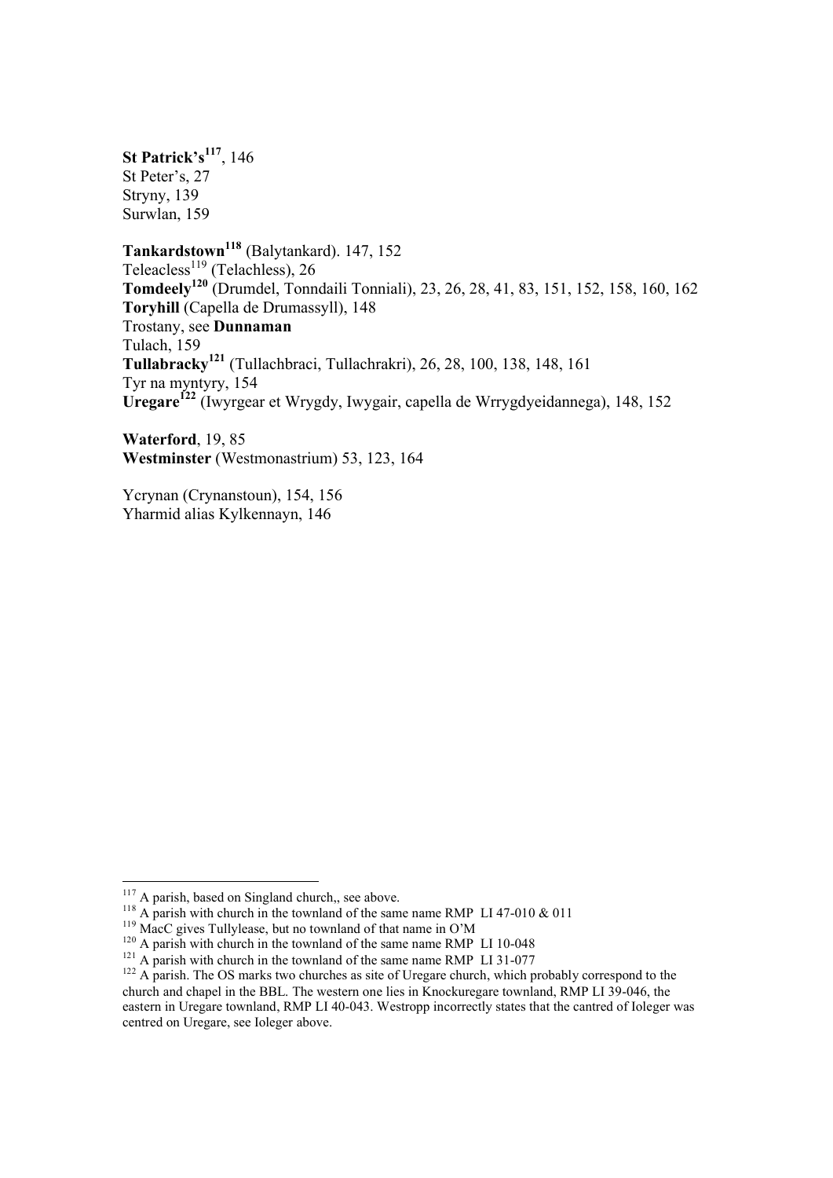**St Patrick's**[117], 146
St Peter's, 27
Stryny, 139
Surwlan, 159

**Tankardstown**[118] (Balytankard). 147, 152
Teleacless[119] (Telachless), 26
**Tomdeely**[120] (Drumdel, Tonndaili Tonniali), 23, 26, 28, 41, 83, 151, 152, 158, 160, 162
**Toryhill** (Capella de Drumassyll), 148
Trostany, see **Dunnaman**
Tulach, 159
**Tullabracky**[121] (Tullachbraci, Tullachrakri), 26, 28, 100, 138, 148, 161
Tyr na myntyry, 154
**Uregare**[122] (Iwyrgear et Wrygdy, Iwygair, capella de Wrrygdyeidannega), 148, 152

**Waterford**, 19, 85
**Westminster** (Westmonastrium) 53, 123, 164

Ycrynan (Crynanstoun), 154, 156
Yharmid alias Kylkennayn, 146

---

[117] A parish, based on Singland church,, see above.
[118] A parish with church in the townland of the same name RMP LI 47-010 & 011
[119] MacC gives Tullylease, but no townland of that name in O'M
[120] A parish with church in the townland of the same name RMP LI 10-048
[121] A parish with church in the townland of the same name RMP LI 31-077
[122] A parish. The OS marks two churches as site of Uregare church, which probably correspond to the church and chapel in the BBL. The western one lies in Knockuregare townland, RMP LI 39-046, the eastern in Uregare townland, RMP LI 40-043. Westropp incorrectly states that the cantred of Ioleger was centred on Uregare, see Ioleger above.